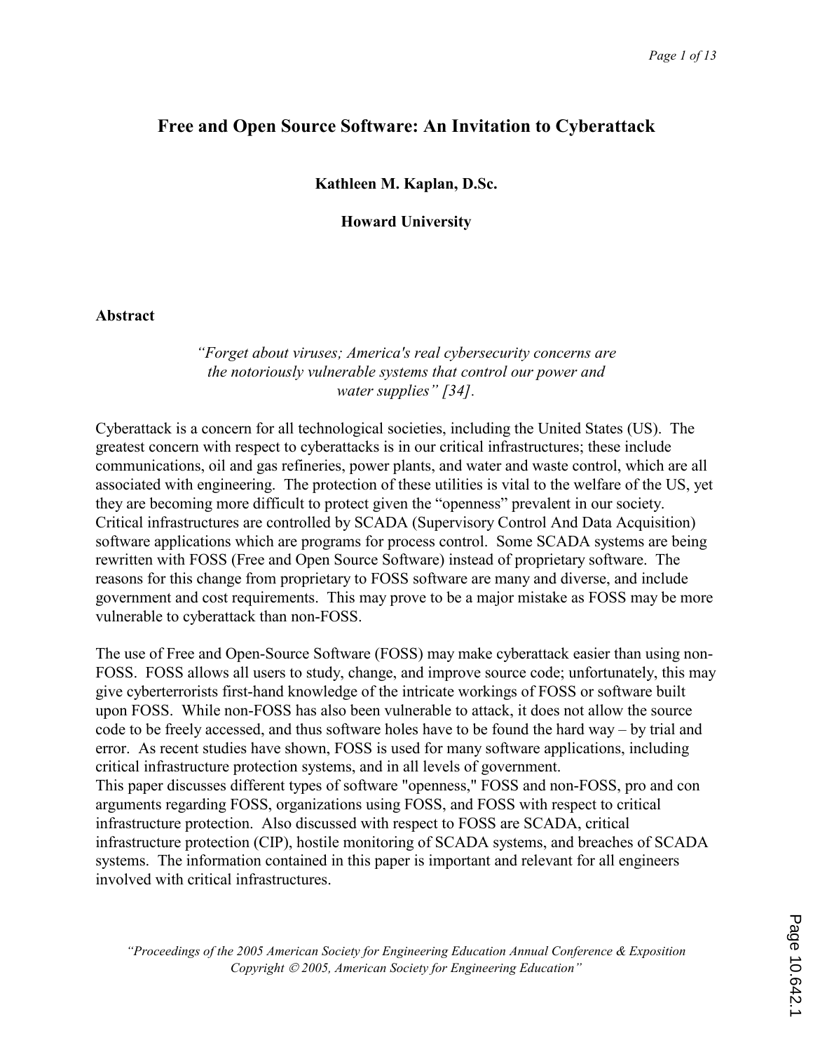# Free and Open Source Software: An Invitation to Cyberattack

**Kathleen M. Kaplan, D.Sc.**

**Howard University**

## Abstract

*"Forget about viruses; America's real cybersecurity concerns are the notoriously vulnerable systems that control our power and water supplies" [34].*

Cyberattack is a concern for all technological societies, including the United States (US). The greatest concern with respect to cyberattacks is in our critical infrastructures; these include communications, oil and gas refineries, power plants, and water and waste control, which are all associated with engineering. The protection of these utilities is vital to the welfare of the US, yet they are becoming more difficult to protect given the "openness" prevalent in our society. Critical infrastructures are controlled by SCADA (Supervisory Control And Data Acquisition) software applications which are programs for process control. Some SCADA systems are being rewritten with FOSS (Free and Open Source Software) instead of proprietary software. The reasons for this change from proprietary to FOSS software are many and diverse, and include government and cost requirements. This may prove to be a major mistake as FOSS may be more vulnerable to cyberattack than non-FOSS.

The use of Free and Open-Source Software (FOSS) may make cyberattack easier than using non-FOSS. FOSS allows all users to study, change, and improve source code; unfortunately, this may give cyberterrorists first-hand knowledge of the intricate workings of FOSS or software built upon FOSS. While non-FOSS has also been vulnerable to attack, it does not allow the source code to be freely accessed, and thus software holes have to be found the hard way – by trial and error. As recent studies have shown, FOSS is used for many software applications, including critical infrastructure protection systems, and in all levels of government.

This paper discusses different types of software "openness," FOSS and non-FOSS, pro and con arguments regarding FOSS, organizations using FOSS, and FOSS with respect to critical infrastructure protection. Also discussed with respect to FOSS are SCADA, critical infrastructure protection (CIP), hostile monitoring of SCADA systems, and breaches of SCADA systems. The information contained in this paper is important and relevant for all engineers involved with critical infrastructures.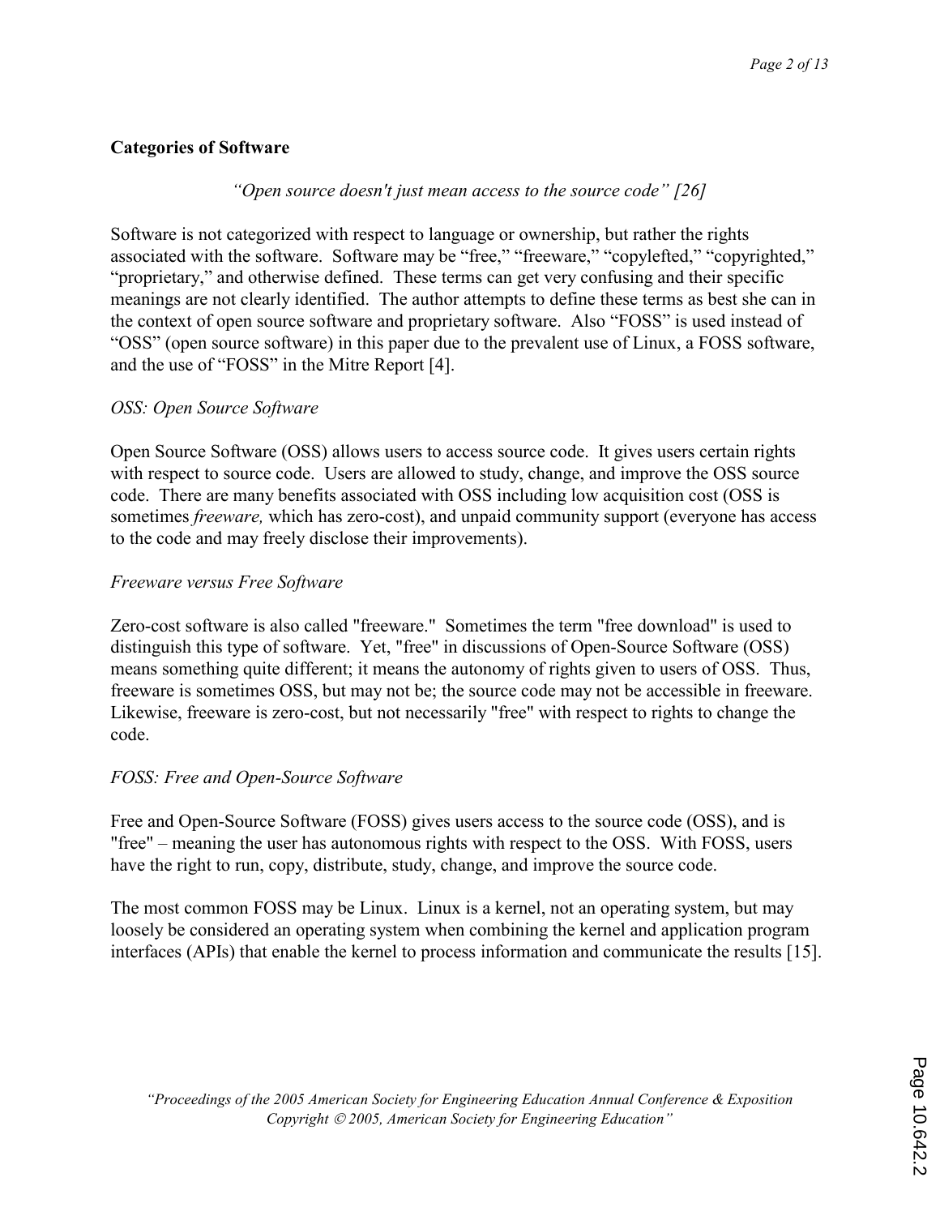## Categories of Software

*"Open source doesn't just mean access to the source code" [26]*

Software is not categorized with respect to language or ownership, but rather the rights associated with the software. Software may be "free," "freeware," "copylefted," "copyrighted," "proprietary," and otherwise defined. These terms can get very confusing and their specific meanings are not clearly identified. The author attempts to define these terms as best she can in the context of open source software and proprietary software. Also "FOSS" is used instead of "OSS" (open source software) in this paper due to the prevalent use of Linux, a FOSS software, and the use of "FOSS" in the Mitre Report [4].

### *OSS: Open Source Software*

Open Source Software (OSS) allows users to access source code. It gives users certain rights with respect to source code. Users are allowed to study, change, and improve the OSS source code. There are many benefits associated with OSS including low acquisition cost (OSS is sometimes *freeware,* which has zero-cost), and unpaid community support (everyone has access to the code and may freely disclose their improvements).

### *Freeware versus Free Software*

Zero-cost software is also called "freeware." Sometimes the term "free download" is used to distinguish this type of software. Yet, "free" in discussions of Open-Source Software (OSS) means something quite different; it means the autonomy of rights given to users of OSS. Thus, freeware is sometimes OSS, but may not be; the source code may not be accessible in freeware. Likewise, freeware is zero-cost, but not necessarily "free" with respect to rights to change the code.

### *FOSS: Free and Open-Source Software*

Free and Open-Source Software (FOSS) gives users access to the source code (OSS), and is "free" – meaning the user has autonomous rights with respect to the OSS. With FOSS, users have the right to run, copy, distribute, study, change, and improve the source code.

The most common FOSS may be Linux. Linux is a kernel, not an operating system, but may loosely be considered an operating system when combining the kernel and application program interfaces (APIs) that enable the kernel to process information and communicate the results [15].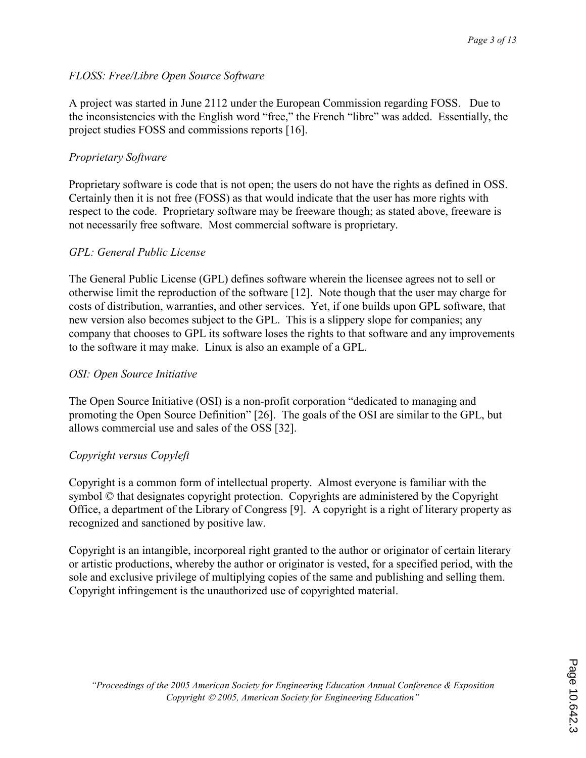*FLOSS: Free/Libre Open Source Software*

A project was started in June 2112 under the European Commission regarding FOSS. Due to the inconsistencies with the English word "free," the French "libre" was added. Essentially, the project studies FOSS and commissions reports [16].

*Proprietary Software*

Proprietary software is code that is not open; the users do not have the rights as defined in OSS. Certainly then it is not free (FOSS) as that would indicate that the user has more rights with respect to the code. Proprietary software may be freeware though; as stated above, freeware is not necessarily free software. Most commercial software is proprietary.

*GPL: General Public License*

The General Public License (GPL) defines software wherein the licensee agrees not to sell or otherwise limit the reproduction of the software [12]. Note though that the user may charge for costs of distribution, warranties, and other services. Yet, if one builds upon GPL software, that new version also becomes subject to the GPL. This is a slippery slope for companies; any company that chooses to GPL its software loses the rights to that software and any improvements to the software it may make. Linux is also an example of a GPL.

*OSI: Open Source Initiative*

The Open Source Initiative (OSI) is a non-profit corporation "dedicated to managing and promoting the Open Source Definition" [26]. The goals of the OSI are similar to the GPL, but allows commercial use and sales of the OSS [32].

*Copyright versus Copyleft*

Copyright is a common form of intellectual property. Almost everyone is familiar with the symbol © that designates copyright protection. Copyrights are administered by the Copyright Office, a department of the Library of Congress [9]. A copyright is a right of literary property as recognized and sanctioned by positive law.

Copyright is an intangible, incorporeal right granted to the author or originator of certain literary or artistic productions, whereby the author or originator is vested, for a specified period, with the sole and exclusive privilege of multiplying copies of the same and publishing and selling them. Copyright infringement is the unauthorized use of copyrighted material.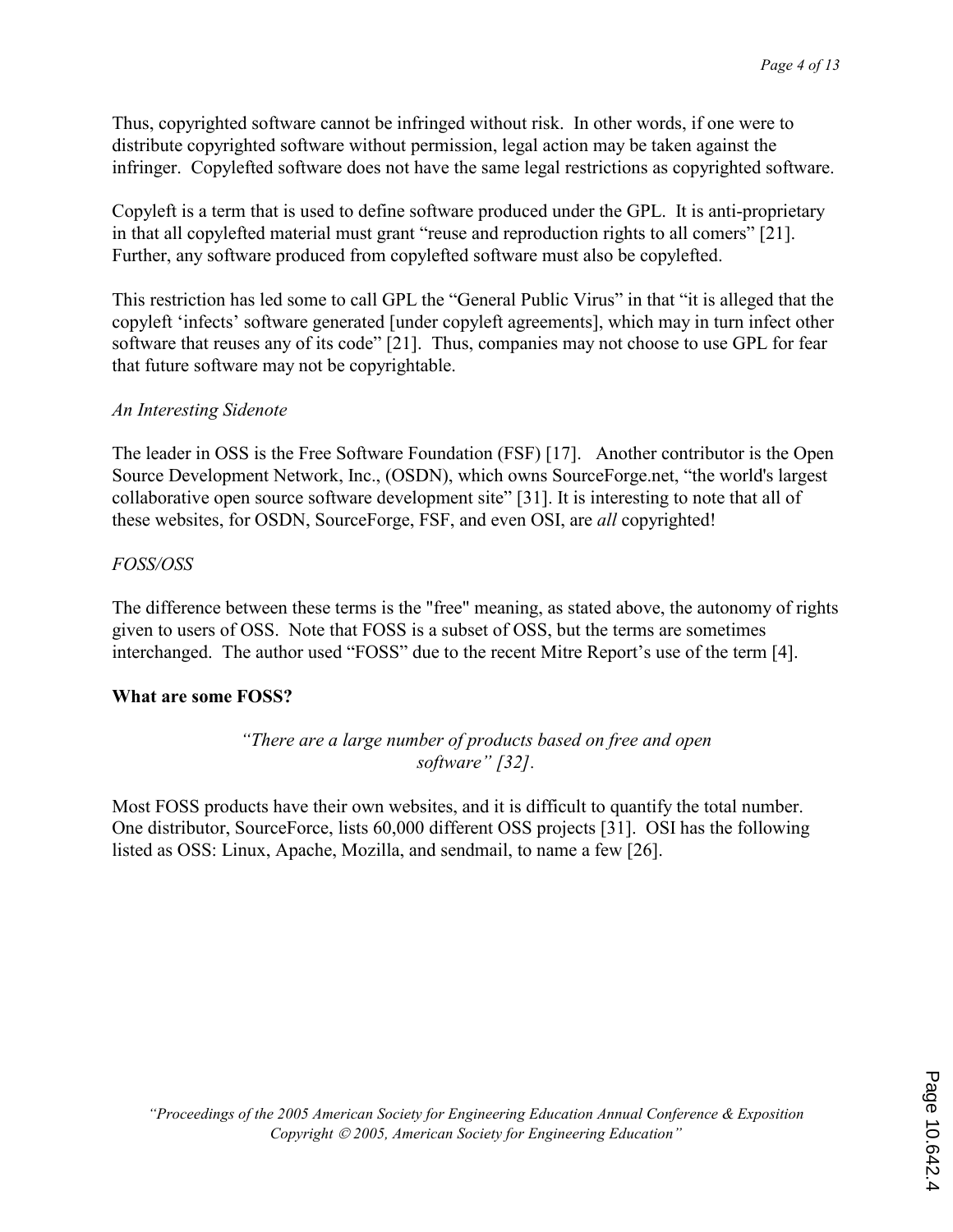Thus, copyrighted software cannot be infringed without risk. In other words, if one were to distribute copyrighted software without permission, legal action may be taken against the infringer. Copylefted software does not have the same legal restrictions as copyrighted software.

Copyleft is a term that is used to define software produced under the GPL. It is anti-proprietary in that all copylefted material must grant "reuse and reproduction rights to all comers" [21]. Further, any software produced from copylefted software must also be copylefted.

This restriction has led some to call GPL the "General Public Virus" in that "it is alleged that the copyleft 'infects' software generated [under copyleft agreements], which may in turn infect other software that reuses any of its code" [21]. Thus, companies may not choose to use GPL for fear that future software may not be copyrightable.

*An Interesting Sidenote*

The leader in OSS is the Free Software Foundation (FSF) [17]. Another contributor is the Open Source Development Network, Inc., (OSDN), which owns SourceForge.net, "the world's largest collaborative open source software development site" [31]. It is interesting to note that all of these websites, for OSDN, SourceForge, FSF, and even OSI, are *all* copyrighted!

*FOSS/OSS*

The difference between these terms is the "free" meaning, as stated above, the autonomy of rights given to users of OSS. Note that FOSS is a subset of OSS, but the terms are sometimes interchanged. The author used "FOSS" due to the recent Mitre Report's use of the term [4].

**What are some FOSS?**

> *"There are a large number of products based on free and open software" [32].*

Most FOSS products have their own websites, and it is difficult to quantify the total number. One distributor, SourceForce, lists 60,000 different OSS projects [31]. OSI has the following listed as OSS: Linux, Apache, Mozilla, and sendmail, to name a few [26].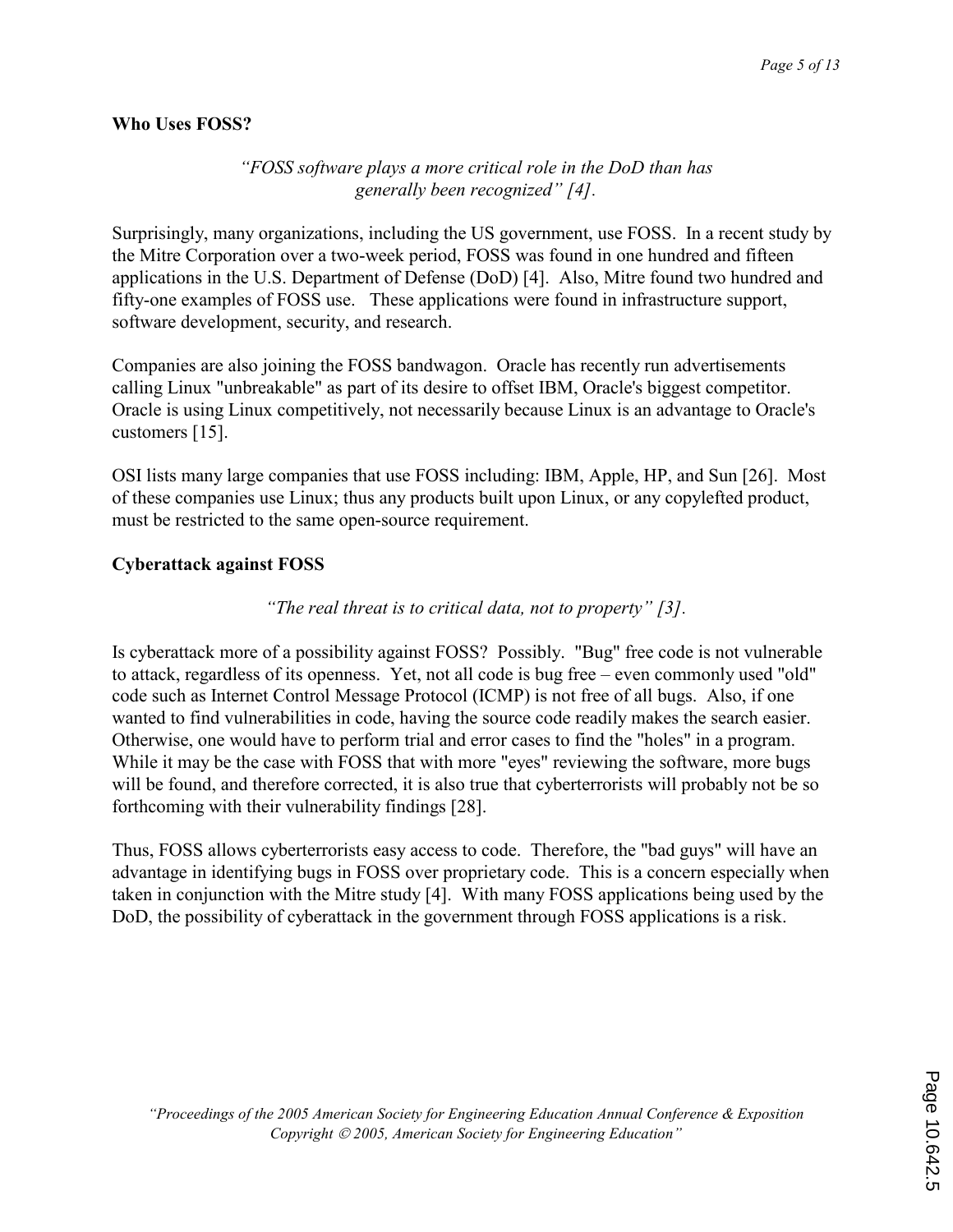### Who Uses FOSS?

*"FOSS software plays a more critical role in the DoD than has generally been recognized" [4].*

Surprisingly, many organizations, including the US government, use FOSS. In a recent study by the Mitre Corporation over a two-week period, FOSS was found in one hundred and fifteen applications in the U.S. Department of Defense (DoD) [4]. Also, Mitre found two hundred and fifty-one examples of FOSS use. These applications were found in infrastructure support, software development, security, and research.

Companies are also joining the FOSS bandwagon. Oracle has recently run advertisements calling Linux "unbreakable" as part of its desire to offset IBM, Oracle's biggest competitor. Oracle is using Linux competitively, not necessarily because Linux is an advantage to Oracle's customers [15].

OSI lists many large companies that use FOSS including: IBM, Apple, HP, and Sun [26]. Most of these companies use Linux; thus any products built upon Linux, or any copylefted product, must be restricted to the same open-source requirement.

### Cyberattack against FOSS

*"The real threat is to critical data, not to property" [3].*

Is cyberattack more of a possibility against FOSS? Possibly. "Bug" free code is not vulnerable to attack, regardless of its openness. Yet, not all code is bug free – even commonly used "old" code such as Internet Control Message Protocol (ICMP) is not free of all bugs. Also, if one wanted to find vulnerabilities in code, having the source code readily makes the search easier. Otherwise, one would have to perform trial and error cases to find the "holes" in a program. While it may be the case with FOSS that with more "eyes" reviewing the software, more bugs will be found, and therefore corrected, it is also true that cyberterrorists will probably not be so forthcoming with their vulnerability findings [28].

Thus, FOSS allows cyberterrorists easy access to code. Therefore, the "bad guys" will have an advantage in identifying bugs in FOSS over proprietary code. This is a concern especially when taken in conjunction with the Mitre study [4]. With many FOSS applications being used by the DoD, the possibility of cyberattack in the government through FOSS applications is a risk.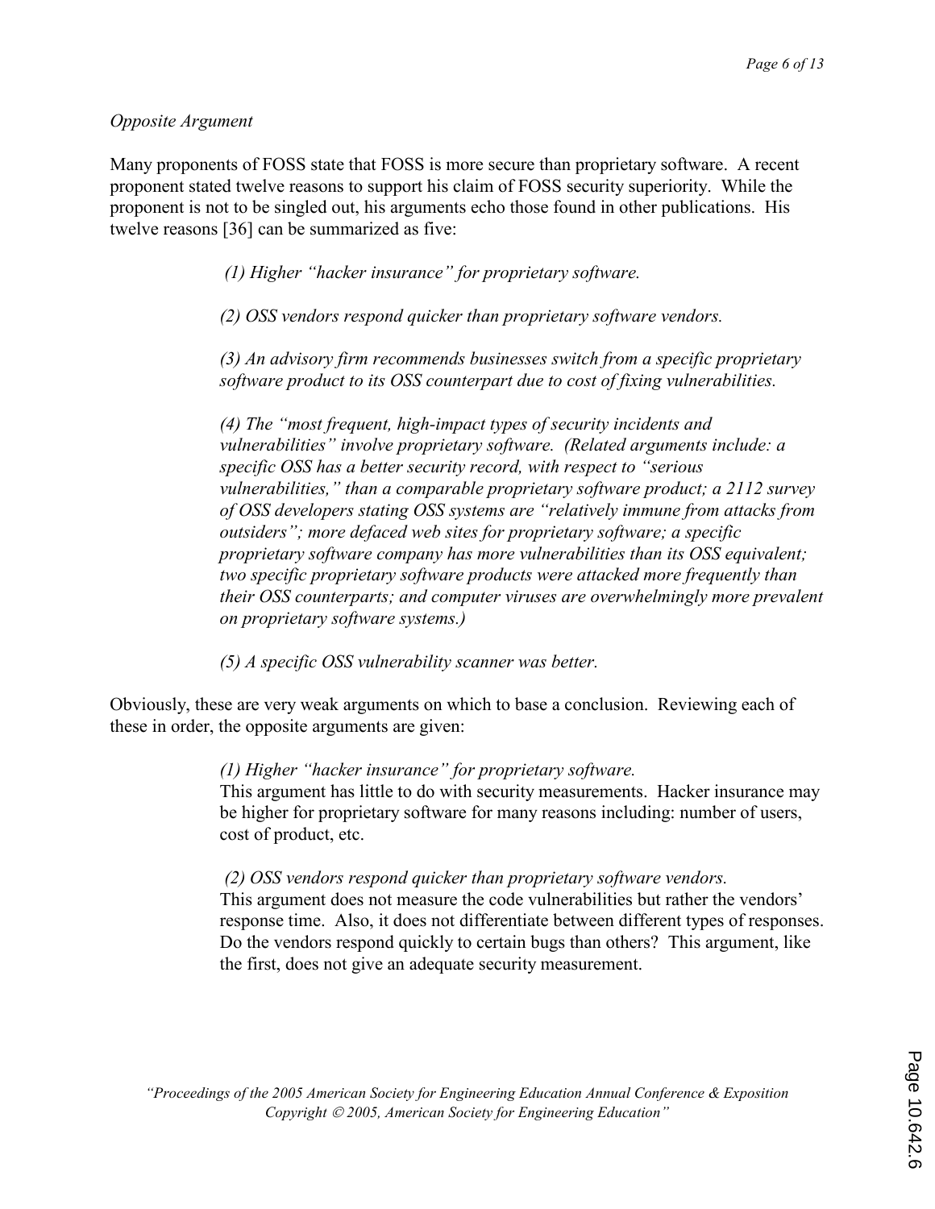*Opposite Argument*

Many proponents of FOSS state that FOSS is more secure than proprietary software. A recent proponent stated twelve reasons to support his claim of FOSS security superiority. While the proponent is not to be singled out, his arguments echo those found in other publications. His twelve reasons [36] can be summarized as five:

> *(1) Higher "hacker insurance" for proprietary software.*
>
> *(2) OSS vendors respond quicker than proprietary software vendors.*
>
> *(3) An advisory firm recommends businesses switch from a specific proprietary software product to its OSS counterpart due to cost of fixing vulnerabilities.*
>
> *(4) The "most frequent, high-impact types of security incidents and vulnerabilities" involve proprietary software. (Related arguments include: a specific OSS has a better security record, with respect to "serious vulnerabilities," than a comparable proprietary software product; a 2112 survey of OSS developers stating OSS systems are "relatively immune from attacks from outsiders"; more defaced web sites for proprietary software; a specific proprietary software company has more vulnerabilities than its OSS equivalent; two specific proprietary software products were attacked more frequently than their OSS counterparts; and computer viruses are overwhelmingly more prevalent on proprietary software systems.)*
>
> *(5) A specific OSS vulnerability scanner was better.*

Obviously, these are very weak arguments on which to base a conclusion. Reviewing each of these in order, the opposite arguments are given:

> *(1) Higher "hacker insurance" for proprietary software.*
> This argument has little to do with security measurements. Hacker insurance may be higher for proprietary software for many reasons including: number of users, cost of product, etc.
>
> *(2) OSS vendors respond quicker than proprietary software vendors.*
> This argument does not measure the code vulnerabilities but rather the vendors' response time. Also, it does not differentiate between different types of responses. Do the vendors respond quickly to certain bugs than others? This argument, like the first, does not give an adequate security measurement.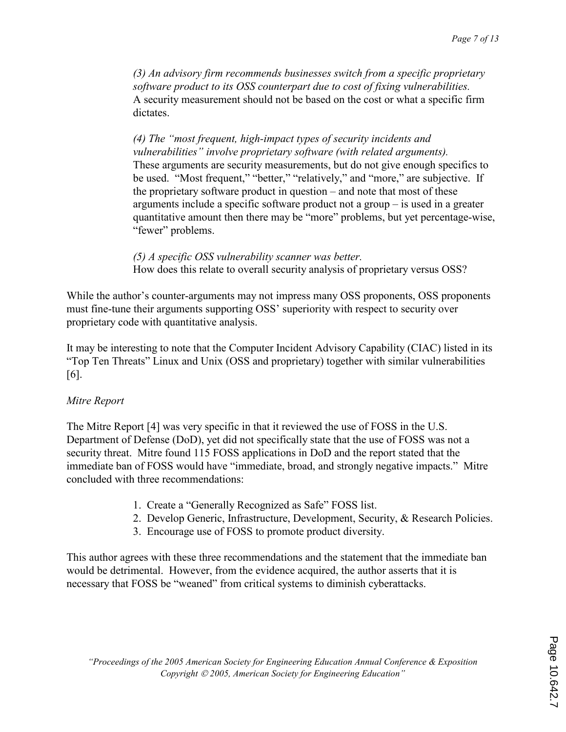*(3) An advisory firm recommends businesses switch from a specific proprietary software product to its OSS counterpart due to cost of fixing vulnerabilities.*
A security measurement should not be based on the cost or what a specific firm dictates.

*(4) The "most frequent, high-impact types of security incidents and vulnerabilities" involve proprietary software (with related arguments).*
These arguments are security measurements, but do not give enough specifics to be used. "Most frequent," "better," "relatively," and "more," are subjective. If the proprietary software product in question – and note that most of these arguments include a specific software product not a group – is used in a greater quantitative amount then there may be "more" problems, but yet percentage-wise, "fewer" problems.

*(5) A specific OSS vulnerability scanner was better.*
How does this relate to overall security analysis of proprietary versus OSS?

While the author's counter-arguments may not impress many OSS proponents, OSS proponents must fine-tune their arguments supporting OSS' superiority with respect to security over proprietary code with quantitative analysis.

It may be interesting to note that the Computer Incident Advisory Capability (CIAC) listed in its "Top Ten Threats" Linux and Unix (OSS and proprietary) together with similar vulnerabilities [6].

*Mitre Report*

The Mitre Report [4] was very specific in that it reviewed the use of FOSS in the U.S. Department of Defense (DoD), yet did not specifically state that the use of FOSS was not a security threat. Mitre found 115 FOSS applications in DoD and the report stated that the immediate ban of FOSS would have "immediate, broad, and strongly negative impacts." Mitre concluded with three recommendations:

1. Create a "Generally Recognized as Safe" FOSS list.
2. Develop Generic, Infrastructure, Development, Security, & Research Policies.
3. Encourage use of FOSS to promote product diversity.

This author agrees with these three recommendations and the statement that the immediate ban would be detrimental. However, from the evidence acquired, the author asserts that it is necessary that FOSS be "weaned" from critical systems to diminish cyberattacks.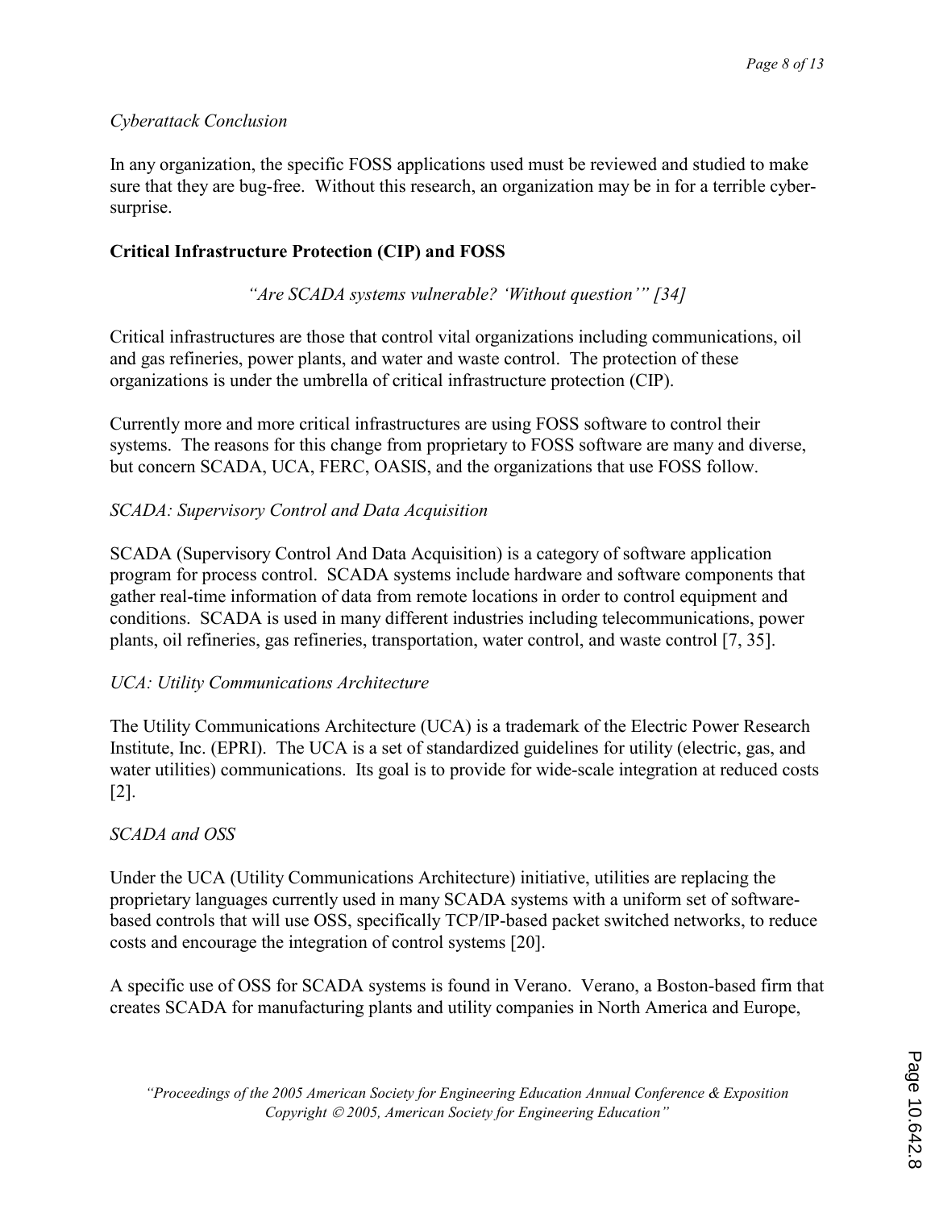*Cyberattack Conclusion*

In any organization, the specific FOSS applications used must be reviewed and studied to make sure that they are bug-free. Without this research, an organization may be in for a terrible cyber-surprise.

**Critical Infrastructure Protection (CIP) and FOSS**

*"Are SCADA systems vulnerable? 'Without question'" [34]*

Critical infrastructures are those that control vital organizations including communications, oil and gas refineries, power plants, and water and waste control. The protection of these organizations is under the umbrella of critical infrastructure protection (CIP).

Currently more and more critical infrastructures are using FOSS software to control their systems. The reasons for this change from proprietary to FOSS software are many and diverse, but concern SCADA, UCA, FERC, OASIS, and the organizations that use FOSS follow.

*SCADA: Supervisory Control and Data Acquisition*

SCADA (Supervisory Control And Data Acquisition) is a category of software application program for process control. SCADA systems include hardware and software components that gather real-time information of data from remote locations in order to control equipment and conditions. SCADA is used in many different industries including telecommunications, power plants, oil refineries, gas refineries, transportation, water control, and waste control [7, 35].

*UCA: Utility Communications Architecture*

The Utility Communications Architecture (UCA) is a trademark of the Electric Power Research Institute, Inc. (EPRI). The UCA is a set of standardized guidelines for utility (electric, gas, and water utilities) communications. Its goal is to provide for wide-scale integration at reduced costs [2].

*SCADA and OSS*

Under the UCA (Utility Communications Architecture) initiative, utilities are replacing the proprietary languages currently used in many SCADA systems with a uniform set of software-based controls that will use OSS, specifically TCP/IP-based packet switched networks, to reduce costs and encourage the integration of control systems [20].

A specific use of OSS for SCADA systems is found in Verano. Verano, a Boston-based firm that creates SCADA for manufacturing plants and utility companies in North America and Europe,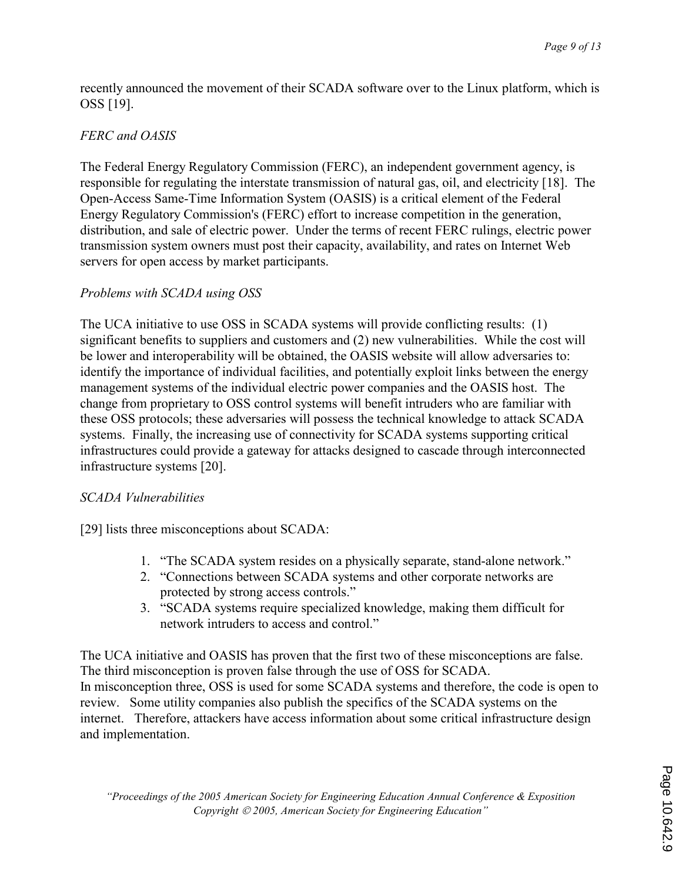recently announced the movement of their SCADA software over to the Linux platform, which is OSS [19].

*FERC and OASIS*

The Federal Energy Regulatory Commission (FERC), an independent government agency, is responsible for regulating the interstate transmission of natural gas, oil, and electricity [18]. The Open-Access Same-Time Information System (OASIS) is a critical element of the Federal Energy Regulatory Commission's (FERC) effort to increase competition in the generation, distribution, and sale of electric power. Under the terms of recent FERC rulings, electric power transmission system owners must post their capacity, availability, and rates on Internet Web servers for open access by market participants.

*Problems with SCADA using OSS*

The UCA initiative to use OSS in SCADA systems will provide conflicting results: (1) significant benefits to suppliers and customers and (2) new vulnerabilities. While the cost will be lower and interoperability will be obtained, the OASIS website will allow adversaries to: identify the importance of individual facilities, and potentially exploit links between the energy management systems of the individual electric power companies and the OASIS host. The change from proprietary to OSS control systems will benefit intruders who are familiar with these OSS protocols; these adversaries will possess the technical knowledge to attack SCADA systems. Finally, the increasing use of connectivity for SCADA systems supporting critical infrastructures could provide a gateway for attacks designed to cascade through interconnected infrastructure systems [20].

*SCADA Vulnerabilities*

[29] lists three misconceptions about SCADA:

1. "The SCADA system resides on a physically separate, stand-alone network."
2. "Connections between SCADA systems and other corporate networks are protected by strong access controls."
3. "SCADA systems require specialized knowledge, making them difficult for network intruders to access and control."

The UCA initiative and OASIS has proven that the first two of these misconceptions are false. The third misconception is proven false through the use of OSS for SCADA.
In misconception three, OSS is used for some SCADA systems and therefore, the code is open to review. Some utility companies also publish the specifics of the SCADA systems on the internet. Therefore, attackers have access information about some critical infrastructure design and implementation.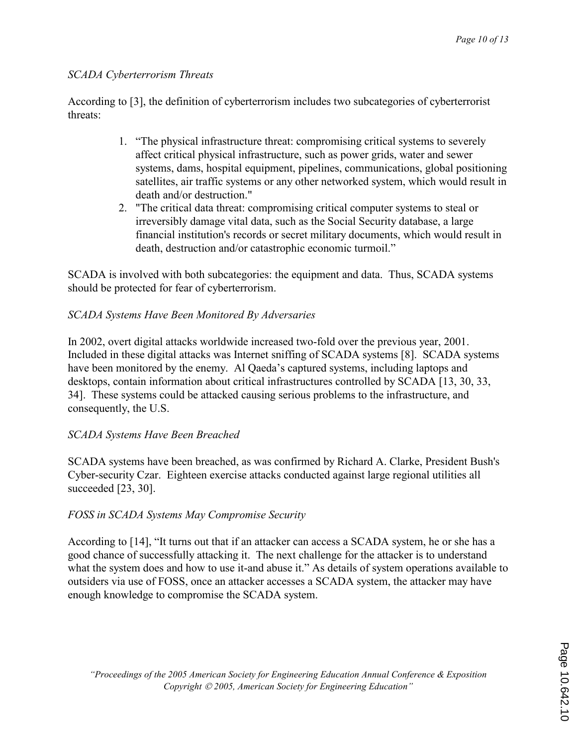*SCADA Cyberterrorism Threats*

According to [3], the definition of cyberterrorism includes two subcategories of cyberterrorist threats:

1. "The physical infrastructure threat: compromising critical systems to severely affect critical physical infrastructure, such as power grids, water and sewer systems, dams, hospital equipment, pipelines, communications, global positioning satellites, air traffic systems or any other networked system, which would result in death and/or destruction."
2. "The critical data threat: compromising critical computer systems to steal or irreversibly damage vital data, such as the Social Security database, a large financial institution's records or secret military documents, which would result in death, destruction and/or catastrophic economic turmoil."

SCADA is involved with both subcategories: the equipment and data. Thus, SCADA systems should be protected for fear of cyberterrorism.

*SCADA Systems Have Been Monitored By Adversaries*

In 2002, overt digital attacks worldwide increased two-fold over the previous year, 2001. Included in these digital attacks was Internet sniffing of SCADA systems [8]. SCADA systems have been monitored by the enemy. Al Qaeda's captured systems, including laptops and desktops, contain information about critical infrastructures controlled by SCADA [13, 30, 33, 34]. These systems could be attacked causing serious problems to the infrastructure, and consequently, the U.S.

*SCADA Systems Have Been Breached*

SCADA systems have been breached, as was confirmed by Richard A. Clarke, President Bush's Cyber-security Czar. Eighteen exercise attacks conducted against large regional utilities all succeeded [23, 30].

*FOSS in SCADA Systems May Compromise Security*

According to [14], "It turns out that if an attacker can access a SCADA system, he or she has a good chance of successfully attacking it. The next challenge for the attacker is to understand what the system does and how to use it-and abuse it." As details of system operations available to outsiders via use of FOSS, once an attacker accesses a SCADA system, the attacker may have enough knowledge to compromise the SCADA system.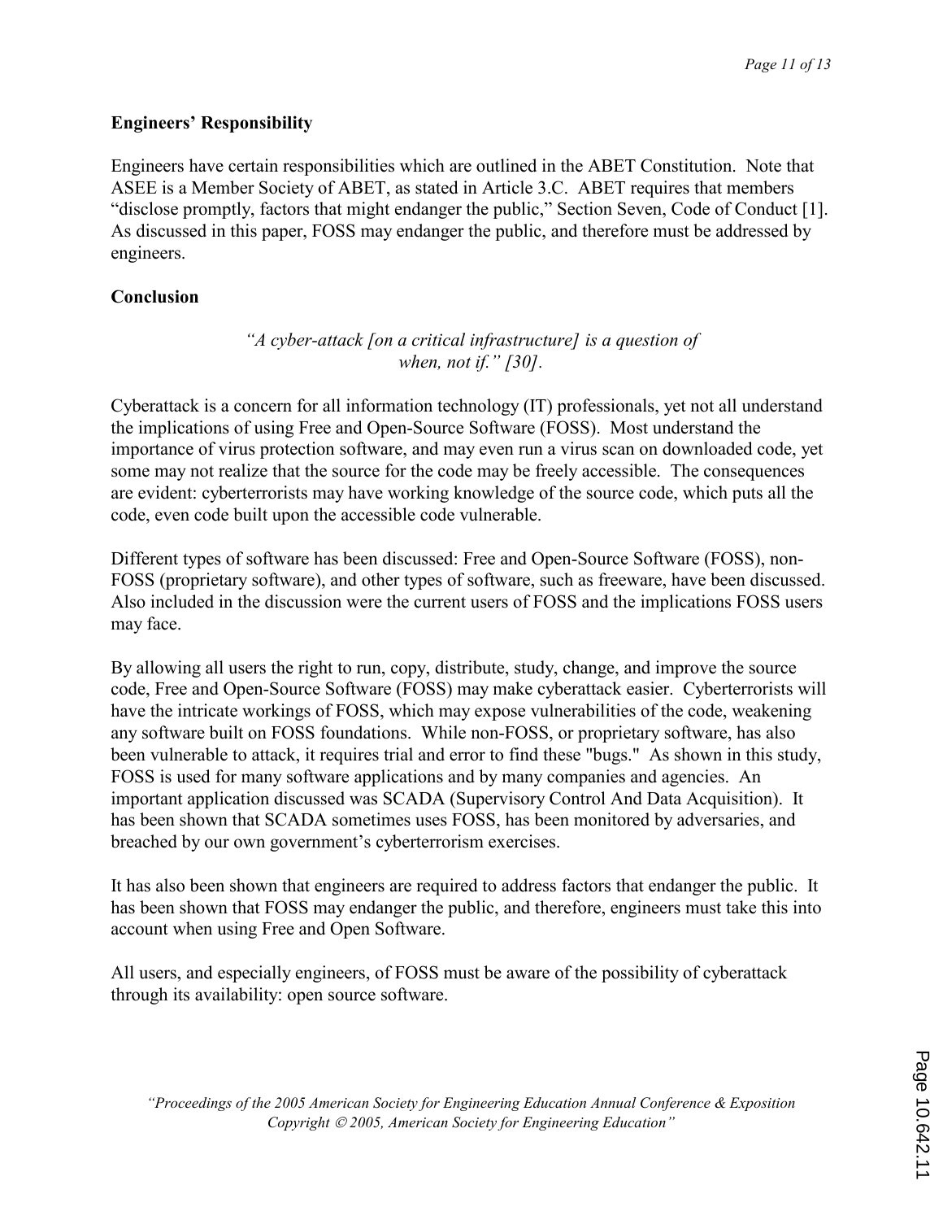## Engineers' Responsibility

Engineers have certain responsibilities which are outlined in the ABET Constitution. Note that ASEE is a Member Society of ABET, as stated in Article 3.C. ABET requires that members "disclose promptly, factors that might endanger the public," Section Seven, Code of Conduct [1]. As discussed in this paper, FOSS may endanger the public, and therefore must be addressed by engineers.

## Conclusion

*"A cyber-attack [on a critical infrastructure] is a question of when, not if." [30].*

Cyberattack is a concern for all information technology (IT) professionals, yet not all understand the implications of using Free and Open-Source Software (FOSS). Most understand the importance of virus protection software, and may even run a virus scan on downloaded code, yet some may not realize that the source for the code may be freely accessible. The consequences are evident: cyberterrorists may have working knowledge of the source code, which puts all the code, even code built upon the accessible code vulnerable.

Different types of software has been discussed: Free and Open-Source Software (FOSS), non-FOSS (proprietary software), and other types of software, such as freeware, have been discussed. Also included in the discussion were the current users of FOSS and the implications FOSS users may face.

By allowing all users the right to run, copy, distribute, study, change, and improve the source code, Free and Open-Source Software (FOSS) may make cyberattack easier. Cyberterrorists will have the intricate workings of FOSS, which may expose vulnerabilities of the code, weakening any software built on FOSS foundations. While non-FOSS, or proprietary software, has also been vulnerable to attack, it requires trial and error to find these "bugs." As shown in this study, FOSS is used for many software applications and by many companies and agencies. An important application discussed was SCADA (Supervisory Control And Data Acquisition). It has been shown that SCADA sometimes uses FOSS, has been monitored by adversaries, and breached by our own government's cyberterrorism exercises.

It has also been shown that engineers are required to address factors that endanger the public. It has been shown that FOSS may endanger the public, and therefore, engineers must take this into account when using Free and Open Software.

All users, and especially engineers, of FOSS must be aware of the possibility of cyberattack through its availability: open source software.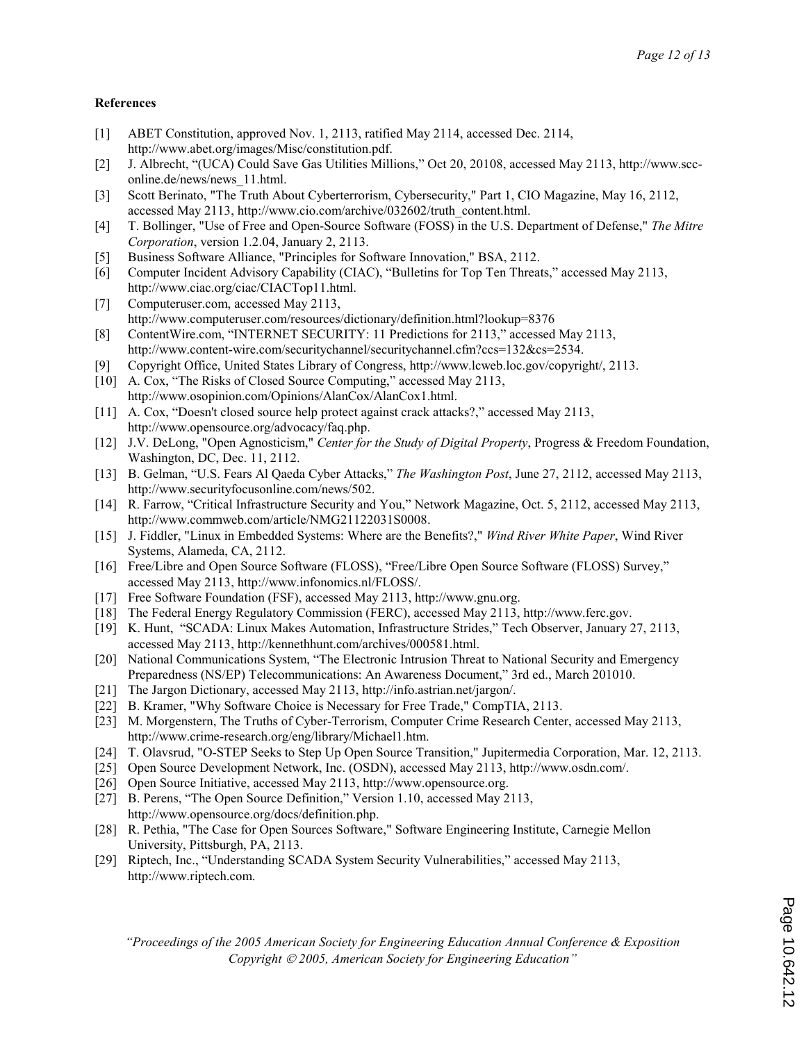**References**

[1] ABET Constitution, approved Nov. 1, 2113, ratified May 2114, accessed Dec. 2114, http://www.abet.org/images/Misc/constitution.pdf.

[2] J. Albrecht, "(UCA) Could Save Gas Utilities Millions," Oct 20, 20108, accessed May 2113, http://www.scc-online.de/news/news_11.html.

[3] Scott Berinato, "The Truth About Cyberterrorism, Cybersecurity," Part 1, CIO Magazine, May 16, 2112, accessed May 2113, http://www.cio.com/archive/032602/truth_content.html.

[4] T. Bollinger, "Use of Free and Open-Source Software (FOSS) in the U.S. Department of Defense," *The Mitre Corporation*, version 1.2.04, January 2, 2113.

[5] Business Software Alliance, "Principles for Software Innovation," BSA, 2112.

[6] Computer Incident Advisory Capability (CIAC), "Bulletins for Top Ten Threats," accessed May 2113, http://www.ciac.org/ciac/CIACTop11.html.

[7] Computeruser.com, accessed May 2113, http://www.computeruser.com/resources/dictionary/definition.html?lookup=8376

[8] ContentWire.com, "INTERNET SECURITY: 11 Predictions for 2113," accessed May 2113, http://www.content-wire.com/securitychannel/securitychannel.cfm?ccs=132&cs=2534.

[9] Copyright Office, United States Library of Congress, http://www.lcweb.loc.gov/copyright/, 2113.

[10] A. Cox, "The Risks of Closed Source Computing," accessed May 2113, http://www.osopinion.com/Opinions/AlanCox/AlanCox1.html.

[11] A. Cox, "Doesn't closed source help protect against crack attacks?," accessed May 2113, http://www.opensource.org/advocacy/faq.php.

[12] J.V. DeLong, "Open Agnosticism," *Center for the Study of Digital Property*, Progress & Freedom Foundation, Washington, DC, Dec. 11, 2112.

[13] B. Gelman, "U.S. Fears Al Qaeda Cyber Attacks," *The Washington Post*, June 27, 2112, accessed May 2113, http://www.securityfocusonline.com/news/502.

[14] R. Farrow, "Critical Infrastructure Security and You," Network Magazine, Oct. 5, 2112, accessed May 2113, http://www.commweb.com/article/NMG21122031S0008.

[15] J. Fiddler, "Linux in Embedded Systems: Where are the Benefits?," *Wind River White Paper*, Wind River Systems, Alameda, CA, 2112.

[16] Free/Libre and Open Source Software (FLOSS), "Free/Libre Open Source Software (FLOSS) Survey," accessed May 2113, http://www.infonomics.nl/FLOSS/.

[17] Free Software Foundation (FSF), accessed May 2113, http://www.gnu.org.

[18] The Federal Energy Regulatory Commission (FERC), accessed May 2113, http://www.ferc.gov.

[19] K. Hunt, "SCADA: Linux Makes Automation, Infrastructure Strides," Tech Observer, January 27, 2113, accessed May 2113, http://kennethhunt.com/archives/000581.html.

[20] National Communications System, "The Electronic Intrusion Threat to National Security and Emergency Preparedness (NS/EP) Telecommunications: An Awareness Document," 3rd ed., March 201010.

[21] The Jargon Dictionary, accessed May 2113, http://info.astrian.net/jargon/.

[22] B. Kramer, "Why Software Choice is Necessary for Free Trade," CompTIA, 2113.

[23] M. Morgenstern, The Truths of Cyber-Terrorism, Computer Crime Research Center, accessed May 2113, http://www.crime-research.org/eng/library/Michael1.htm.

[24] T. Olavsrud, "O-STEP Seeks to Step Up Open Source Transition," Jupitermedia Corporation, Mar. 12, 2113.

[25] Open Source Development Network, Inc. (OSDN), accessed May 2113, http://www.osdn.com/.

[26] Open Source Initiative, accessed May 2113, http://www.opensource.org.

[27] B. Perens, "The Open Source Definition," Version 1.10, accessed May 2113, http://www.opensource.org/docs/definition.php.

[28] R. Pethia, "The Case for Open Sources Software," Software Engineering Institute, Carnegie Mellon University, Pittsburgh, PA, 2113.

[29] Riptech, Inc., "Understanding SCADA System Security Vulnerabilities," accessed May 2113, http://www.riptech.com.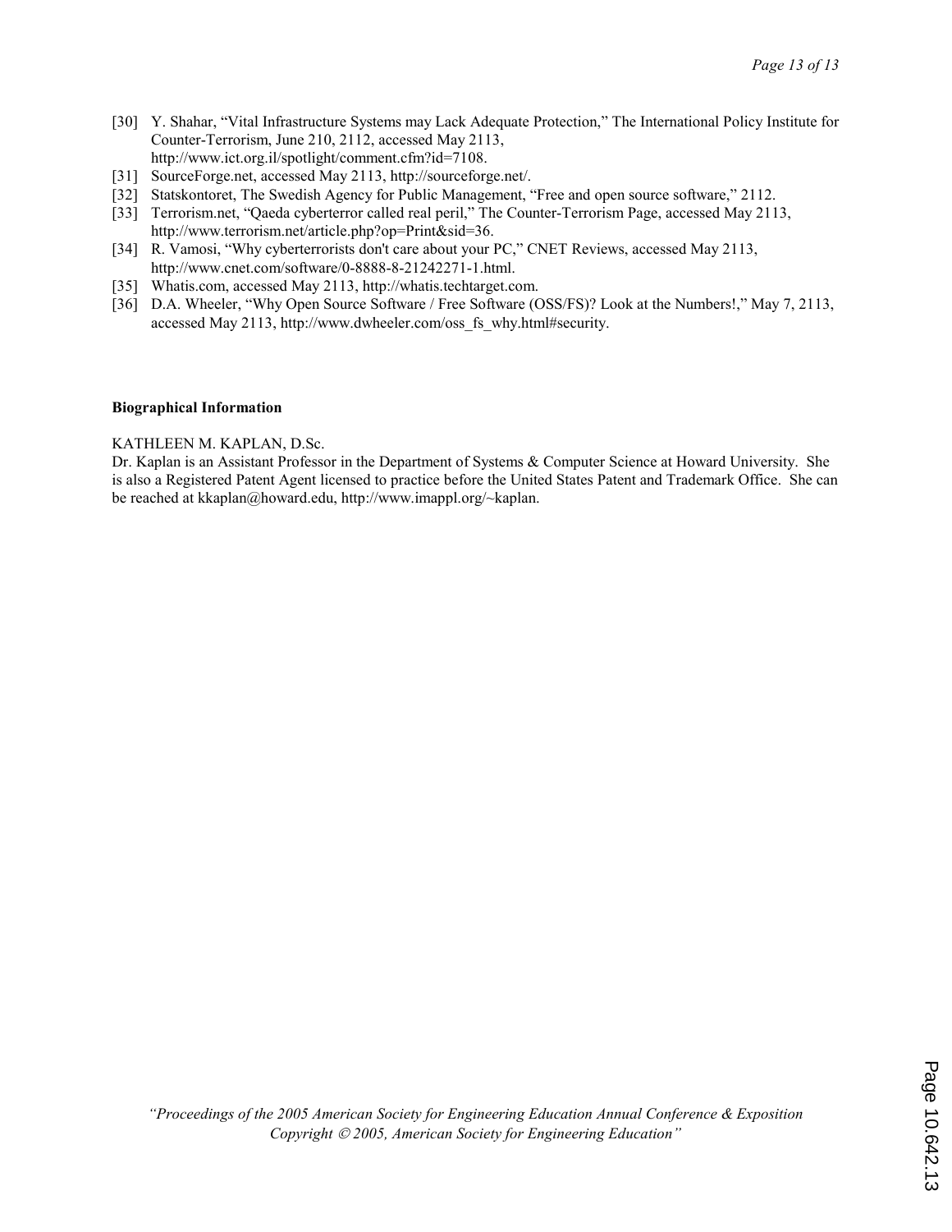[30] Y. Shahar, "Vital Infrastructure Systems may Lack Adequate Protection," The International Policy Institute for Counter-Terrorism, June 210, 2112, accessed May 2113, http://www.ict.org.il/spotlight/comment.cfm?id=7108.

[31] SourceForge.net, accessed May 2113, http://sourceforge.net/.

[32] Statskontoret, The Swedish Agency for Public Management, "Free and open source software," 2112.

[33] Terrorism.net, "Qaeda cyberterror called real peril," The Counter-Terrorism Page, accessed May 2113, http://www.terrorism.net/article.php?op=Print&sid=36.

[34] R. Vamosi, "Why cyberterrorists don't care about your PC," CNET Reviews, accessed May 2113, http://www.cnet.com/software/0-8888-8-21242271-1.html.

[35] Whatis.com, accessed May 2113, http://whatis.techtarget.com.

[36] D.A. Wheeler, "Why Open Source Software / Free Software (OSS/FS)? Look at the Numbers!," May 7, 2113, accessed May 2113, http://www.dwheeler.com/oss_fs_why.html#security.

**Biographical Information**

KATHLEEN M. KAPLAN, D.Sc.

Dr. Kaplan is an Assistant Professor in the Department of Systems & Computer Science at Howard University. She is also a Registered Patent Agent licensed to practice before the United States Patent and Trademark Office. She can be reached at kkaplan@howard.edu, http://www.imappl.org/~kaplan.